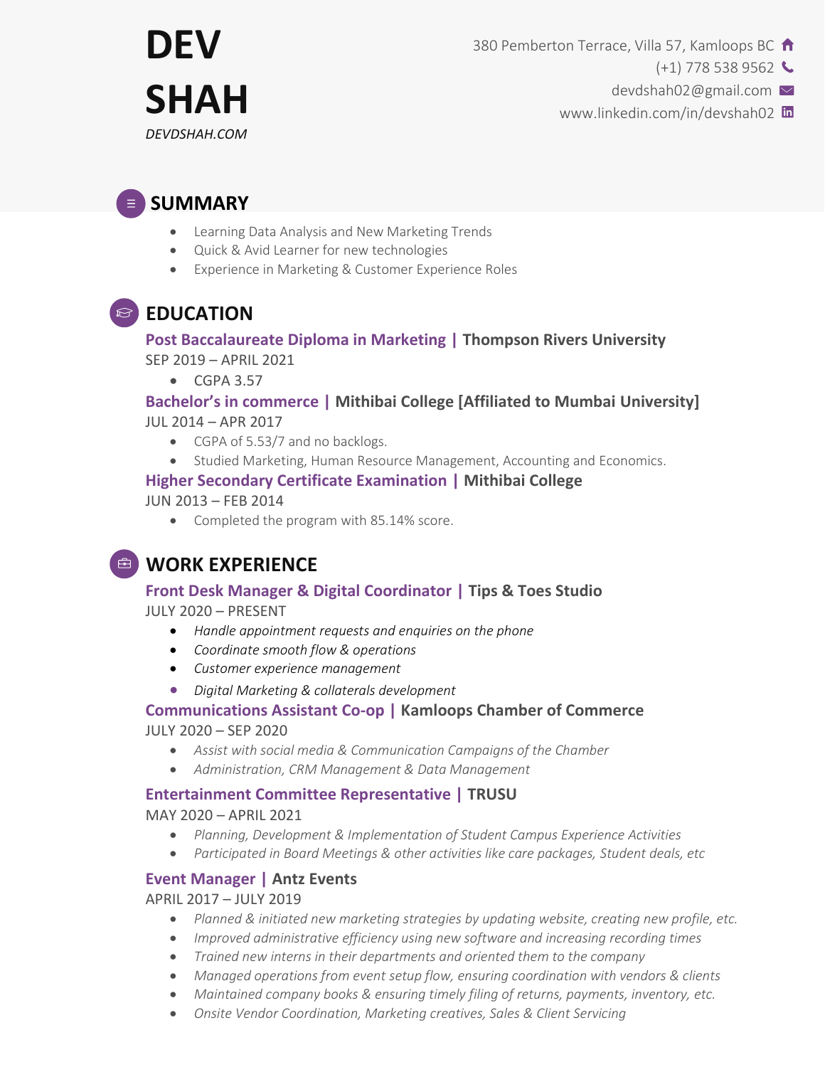# DEV SHAH

*DEVDSHAH.COM*

380 Pemberton Terrace, Villa 57, Kamloops BC
(+1) 778 538 9562
devdshah02@gmail.com
www.linkedin.com/in/devshah02

## SUMMARY

- Learning Data Analysis and New Marketing Trends
- Quick & Avid Learner for new technologies
- Experience in Marketing & Customer Experience Roles

## EDUCATION

### Post Baccalaureate Diploma in Marketing | Thompson Rivers University

SEP 2019 – APRIL 2021

- CGPA 3.57

### Bachelor's in commerce | Mithibai College [Affiliated to Mumbai University]

JUL 2014 – APR 2017

- CGPA of 5.53/7 and no backlogs.
- Studied Marketing, Human Resource Management, Accounting and Economics.

### Higher Secondary Certificate Examination | Mithibai College

JUN 2013 – FEB 2014

- Completed the program with 85.14% score.

## WORK EXPERIENCE

### Front Desk Manager & Digital Coordinator | Tips & Toes Studio

JULY 2020 – PRESENT

- *Handle appointment requests and enquiries on the phone*
- *Coordinate smooth flow & operations*
- *Customer experience management*
- *Digital Marketing & collaterals development*

### Communications Assistant Co-op | Kamloops Chamber of Commerce

JULY 2020 – SEP 2020

- *Assist with social media & Communication Campaigns of the Chamber*
- *Administration, CRM Management & Data Management*

### Entertainment Committee Representative | TRUSU

MAY 2020 – APRIL 2021

- *Planning, Development & Implementation of Student Campus Experience Activities*
- *Participated in Board Meetings & other activities like care packages, Student deals, etc*

### Event Manager | Antz Events

APRIL 2017 – JULY 2019

- *Planned & initiated new marketing strategies by updating website, creating new profile, etc.*
- *Improved administrative efficiency using new software and increasing recording times*
- *Trained new interns in their departments and oriented them to the company*
- *Managed operations from event setup flow, ensuring coordination with vendors & clients*
- *Maintained company books & ensuring timely filing of returns, payments, inventory, etc.*
- *Onsite Vendor Coordination, Marketing creatives, Sales & Client Servicing*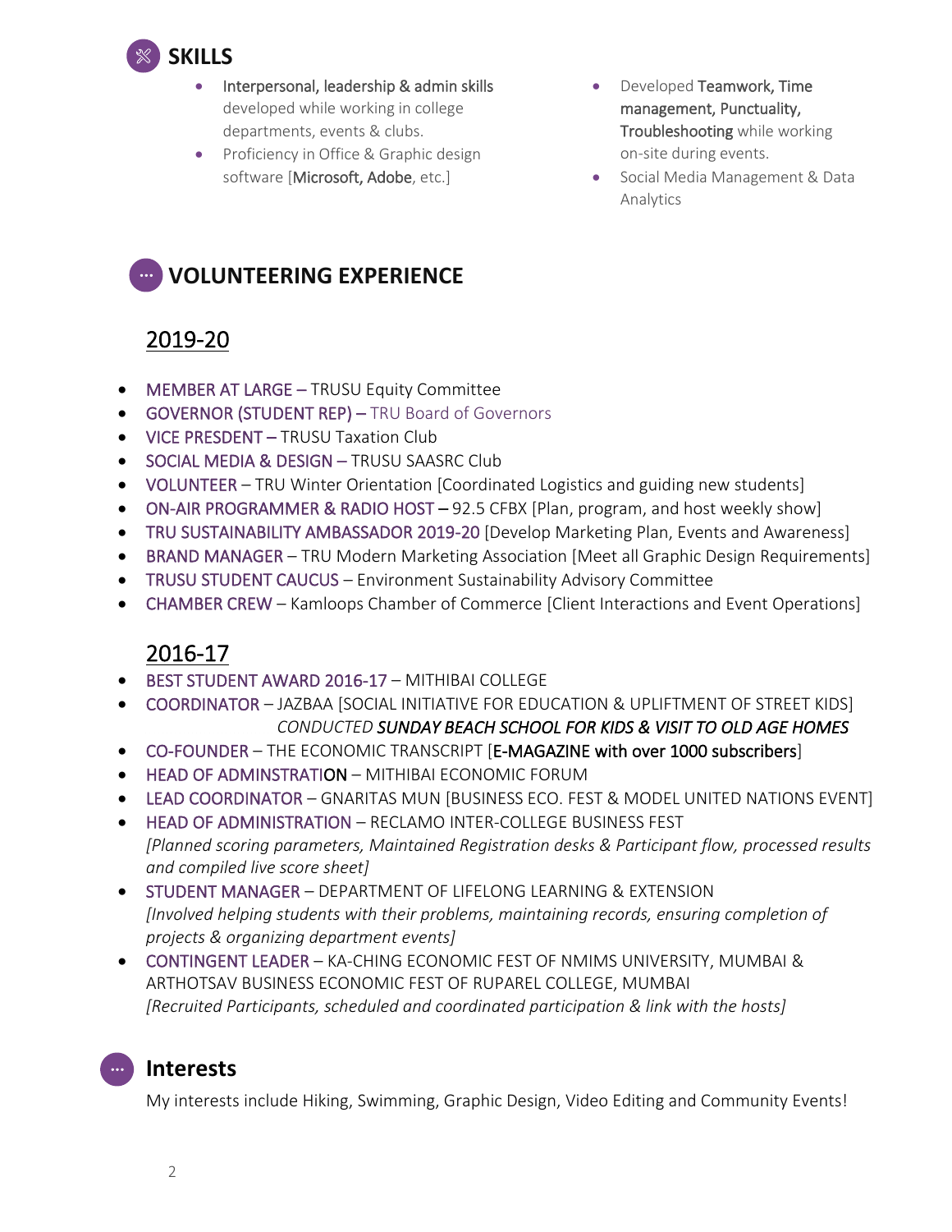## SKILLS

- **Interpersonal, leadership & admin skills** developed while working in college departments, events & clubs.
- Proficiency in Office & Graphic design software [**Microsoft, Adobe**, etc.]
- Developed **Teamwork, Time management, Punctuality, Troubleshooting** while working on-site during events.
- Social Media Management & Data Analytics

## VOLUNTEERING EXPERIENCE

### 2019-20

- MEMBER AT LARGE – TRUSU Equity Committee
- GOVERNOR (STUDENT REP) – TRU Board of Governors
- VICE PRESDENT – TRUSU Taxation Club
- SOCIAL MEDIA & DESIGN – TRUSU SAASRC Club
- VOLUNTEER – TRU Winter Orientation [Coordinated Logistics and guiding new students]
- ON-AIR PROGRAMMER & RADIO HOST – 92.5 CFBX [Plan, program, and host weekly show]
- TRU SUSTAINABILITY AMBASSADOR 2019-20 [Develop Marketing Plan, Events and Awareness]
- BRAND MANAGER – TRU Modern Marketing Association [Meet all Graphic Design Requirements]
- TRUSU STUDENT CAUCUS – Environment Sustainability Advisory Committee
- CHAMBER CREW – Kamloops Chamber of Commerce [Client Interactions and Event Operations]

### 2016-17

- BEST STUDENT AWARD 2016-17 – MITHIBAI COLLEGE
- COORDINATOR – JAZBAA [SOCIAL INITIATIVE FOR EDUCATION & UPLIFTMENT OF STREET KIDS]
  *CONDUCTED* ***SUNDAY BEACH SCHOOL FOR KIDS & VISIT TO OLD AGE HOMES***
- CO-FOUNDER – THE ECONOMIC TRANSCRIPT [**E-MAGAZINE with over 1000 subscribers**]
- HEAD OF ADMINSTRATION – MITHIBAI ECONOMIC FORUM
- LEAD COORDINATOR – GNARITAS MUN [BUSINESS ECO. FEST & MODEL UNITED NATIONS EVENT]
- HEAD OF ADMINISTRATION – RECLAMO INTER-COLLEGE BUSINESS FEST
  *[Planned scoring parameters, Maintained Registration desks & Participant flow, processed results and compiled live score sheet]*
- STUDENT MANAGER – DEPARTMENT OF LIFELONG LEARNING & EXTENSION
  *[Involved helping students with their problems, maintaining records, ensuring completion of projects & organizing department events]*
- CONTINGENT LEADER – KA-CHING ECONOMIC FEST OF NMIMS UNIVERSITY, MUMBAI & ARTHOTSAV BUSINESS ECONOMIC FEST OF RUPAREL COLLEGE, MUMBAI
  *[Recruited Participants, scheduled and coordinated participation & link with the hosts]*

## Interests

My interests include Hiking, Swimming, Graphic Design, Video Editing and Community Events!